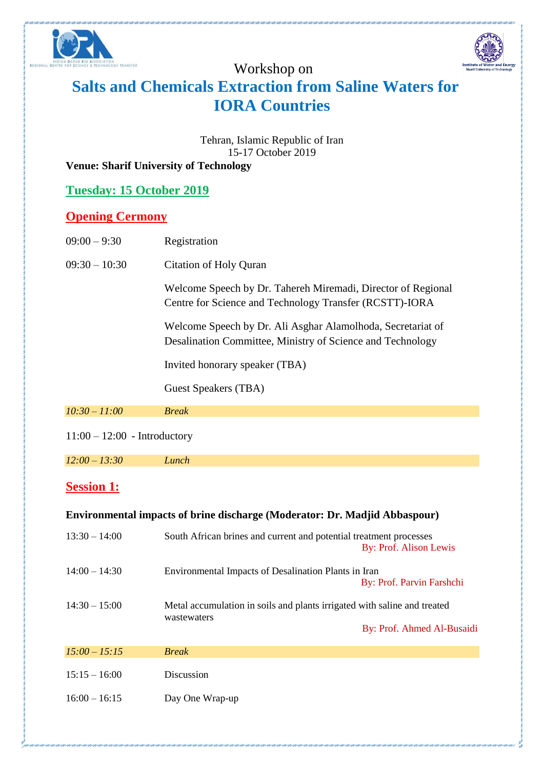Workshop on

# Salts and Chemicals Extraction from Saline Waters for IORA Countries

Tehran, Islamic Republic of Iran
15-17 October 2019

**Venue: Sharif University of Technology**

## Tuesday: 15 October 2019

## Opening Cermony

| | |
|---|---|
| 09:00 – 9:30 | Registration |
| 09:30 – 10:30 | Citation of Holy Quran |
| | Welcome Speech by Dr. Tahereh Miremadi, Director of Regional Centre for Science and Technology Transfer (RCSTT)-IORA |
| | Welcome Speech by Dr. Ali Asghar Alamolhoda, Secretariat of Desalination Committee, Ministry of Science and Technology |
| | Invited honorary speaker (TBA) |
| | Guest Speakers (TBA) |
| *10:30 – 11:00* | *Break* |

11:00 – 12:00 - Introductory

| | |
|---|---|
| *12:00 – 13:30* | *Lunch* |

## Session 1:

**Environmental impacts of brine discharge (Moderator: Dr. Madjid Abbaspour)**

| | |
|---|---|
| 13:30 – 14:00 | South African brines and current and potential treatment processes<br>By: Prof. Alison Lewis |
| 14:00 – 14:30 | Environmental Impacts of Desalination Plants in Iran<br>By: Prof. Parvin Farshchi |
| 14:30 – 15:00 | Metal accumulation in soils and plants irrigated with saline and treated wastewaters<br>By: Prof. Ahmed Al-Busaidi |
| *15:00 – 15:15* | *Break* |
| 15:15 – 16:00 | Discussion |
| 16:00 – 16:15 | Day One Wrap-up |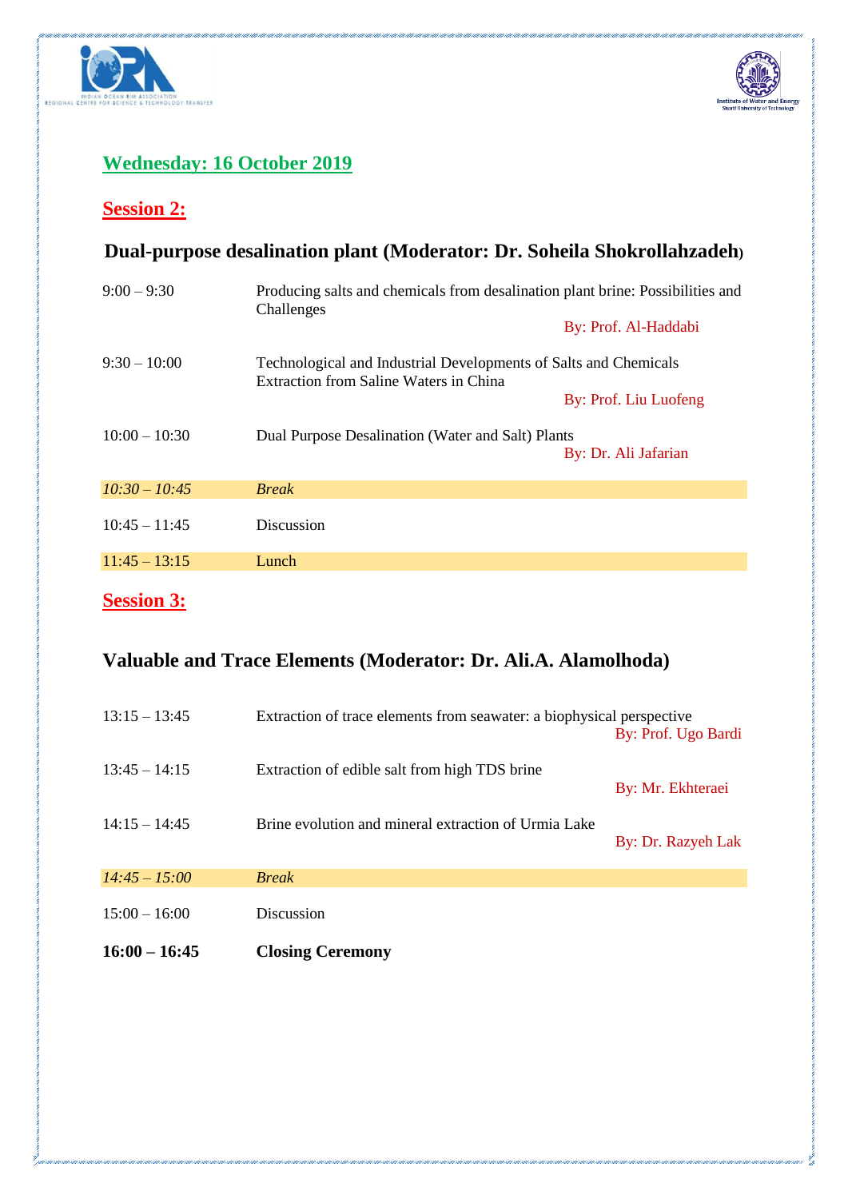## Wednesday: 16 October 2019

## Session 2:

### Dual-purpose desalination plant (Moderator: Dr. Soheila Shokrollahzadeh)

| | |
|---|---|
| 9:00 – 9:30 | Producing salts and chemicals from desalination plant brine: Possibilities and Challenges<br>By: Prof. Al-Haddabi |
| 9:30 – 10:00 | Technological and Industrial Developments of Salts and Chemicals Extraction from Saline Waters in China<br>By: Prof. Liu Luofeng |
| 10:00 – 10:30 | Dual Purpose Desalination (Water and Salt) Plants<br>By: Dr. Ali Jafarian |
| *10:30 – 10:45* | *Break* |
| 10:45 – 11:45 | Discussion |
| 11:45 – 13:15 | Lunch |

## Session 3:

### Valuable and Trace Elements (Moderator: Dr. Ali.A. Alamolhoda)

| | |
|---|---|
| 13:15 – 13:45 | Extraction of trace elements from seawater: a biophysical perspective<br>By: Prof. Ugo Bardi |
| 13:45 – 14:15 | Extraction of edible salt from high TDS brine<br>By: Mr. Ekhteraei |
| 14:15 – 14:45 | Brine evolution and mineral extraction of Urmia Lake<br>By: Dr. Razyeh Lak |
| *14:45 – 15:00* | *Break* |
| 15:00 – 16:00 | Discussion |
| **16:00 – 16:45** | **Closing Ceremony** |